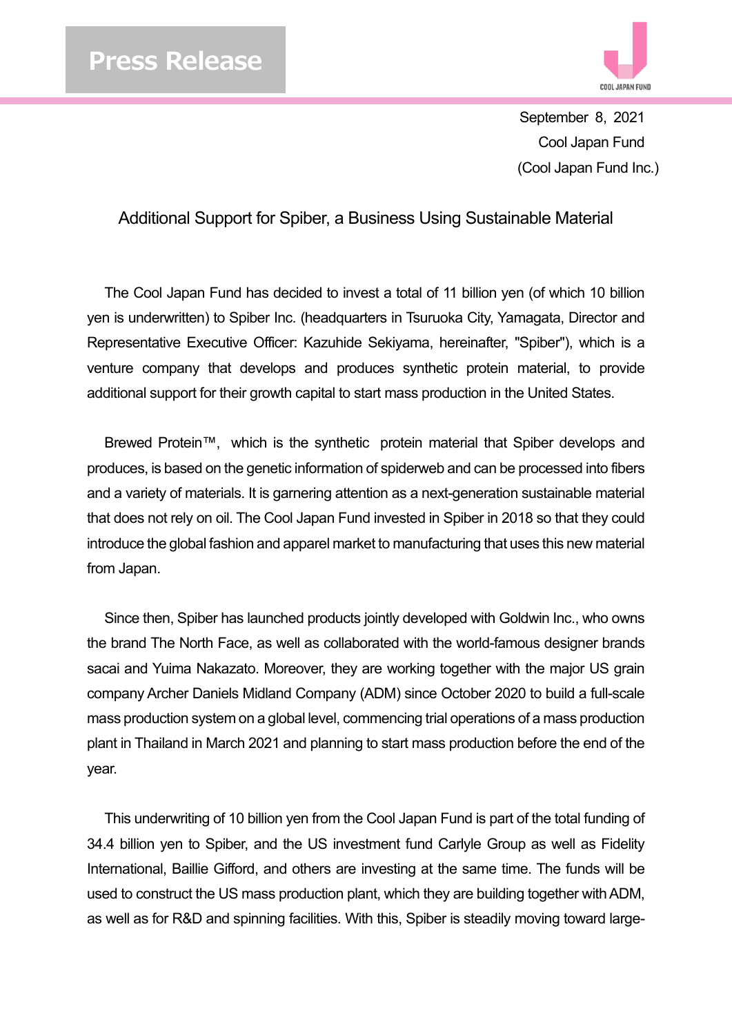# Press Release

September 8, 2021
Cool Japan Fund
(Cool Japan Fund Inc.)

## Additional Support for Spiber, a Business Using Sustainable Material

The Cool Japan Fund has decided to invest a total of 11 billion yen (of which 10 billion yen is underwritten) to Spiber Inc. (headquarters in Tsuruoka City, Yamagata, Director and Representative Executive Officer: Kazuhide Sekiyama, hereinafter, "Spiber"), which is a venture company that develops and produces synthetic protein material, to provide additional support for their growth capital to start mass production in the United States.

Brewed Protein™, which is the synthetic protein material that Spiber develops and produces, is based on the genetic information of spiderweb and can be processed into fibers and a variety of materials. It is garnering attention as a next-generation sustainable material that does not rely on oil. The Cool Japan Fund invested in Spiber in 2018 so that they could introduce the global fashion and apparel market to manufacturing that uses this new material from Japan.

Since then, Spiber has launched products jointly developed with Goldwin Inc., who owns the brand The North Face, as well as collaborated with the world-famous designer brands sacai and Yuima Nakazato. Moreover, they are working together with the major US grain company Archer Daniels Midland Company (ADM) since October 2020 to build a full-scale mass production system on a global level, commencing trial operations of a mass production plant in Thailand in March 2021 and planning to start mass production before the end of the year.

This underwriting of 10 billion yen from the Cool Japan Fund is part of the total funding of 34.4 billion yen to Spiber, and the US investment fund Carlyle Group as well as Fidelity International, Baillie Gifford, and others are investing at the same time. The funds will be used to construct the US mass production plant, which they are building together with ADM, as well as for R&D and spinning facilities. With this, Spiber is steadily moving toward large-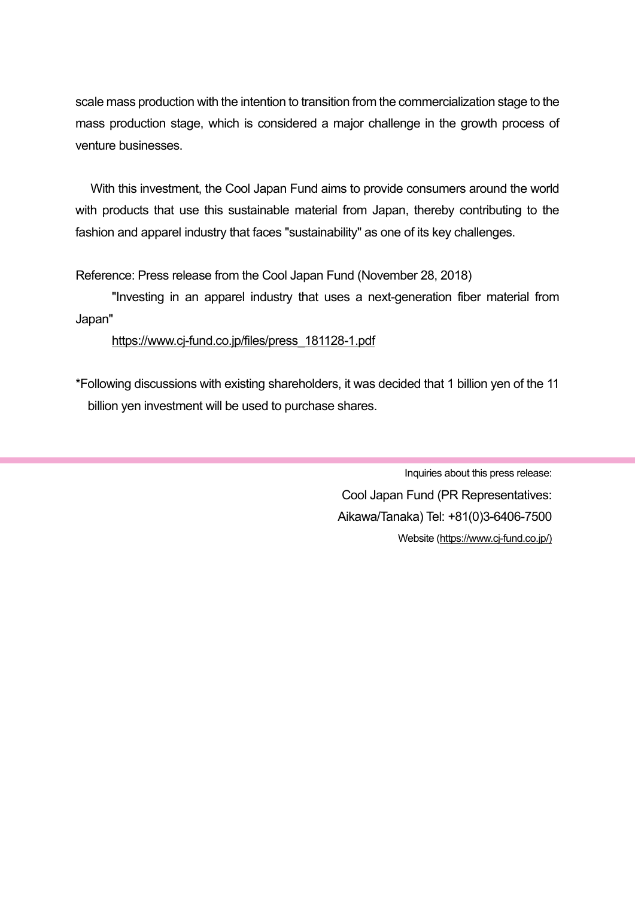scale mass production with the intention to transition from the commercialization stage to the mass production stage, which is considered a major challenge in the growth process of venture businesses.

With this investment, the Cool Japan Fund aims to provide consumers around the world with products that use this sustainable material from Japan, thereby contributing to the fashion and apparel industry that faces "sustainability" as one of its key challenges.

Reference: Press release from the Cool Japan Fund (November 28, 2018)

"Investing in an apparel industry that uses a next-generation fiber material from Japan"

https://www.cj-fund.co.jp/files/press_181128-1.pdf

*Following discussions with existing shareholders, it was decided that 1 billion yen of the 11 billion yen investment will be used to purchase shares.

---

Inquiries about this press release:

Cool Japan Fund (PR Representatives: Aikawa/Tanaka) Tel: +81(0)3-6406-7500

Website (https://www.cj-fund.co.jp/)